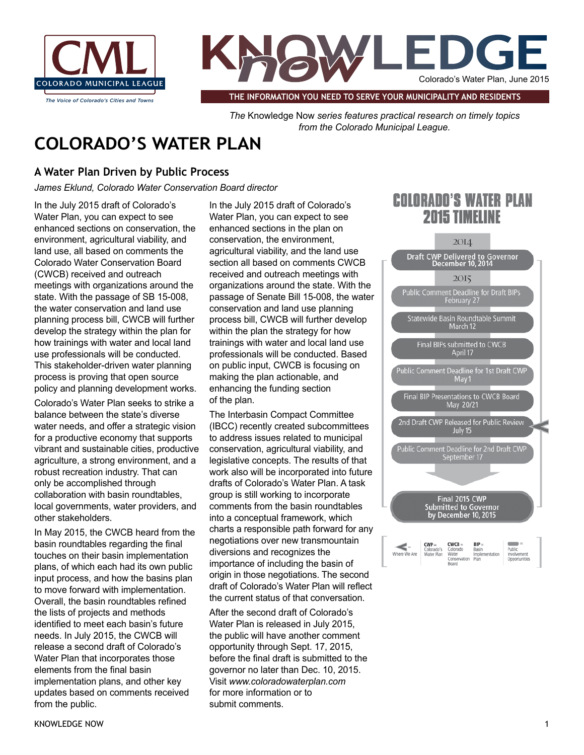# COLORADO'S WATER PLAN

*The* Knowledge Now *series features practical research on timely topics from the Colorado Municipal League.*

Colorado's Water Plan, June 2015

THE INFORMATION YOU NEED TO SERVE YOUR MUNICIPALITY AND RESIDENTS

## A Water Plan Driven by Public Process

*James Eklund, Colorado Water Conservation Board director*

In the July 2015 draft of Colorado's Water Plan, you can expect to see enhanced sections on conservation, the environment, agricultural viability, and land use, all based on comments the Colorado Water Conservation Board (CWCB) received and outreach meetings with organizations around the state. With the passage of SB 15-008, the water conservation and land use planning process bill, CWCB will further develop the strategy within the plan for how trainings with water and local land use professionals will be conducted. This stakeholder-driven water planning process is proving that open source policy and planning development works.

Colorado's Water Plan seeks to strike a balance between the state's diverse water needs, and offer a strategic vision for a productive economy that supports vibrant and sustainable cities, productive agriculture, a strong environment, and a robust recreation industry. That can only be accomplished through collaboration with basin roundtables, local governments, water providers, and other stakeholders.

In May 2015, the CWCB heard from the basin roundtables regarding the final touches on their basin implementation plans, of which each had its own public input process, and how the basins plan to move forward with implementation. Overall, the basin roundtables refined the lists of projects and methods identified to meet each basin's future needs. In July 2015, the CWCB will release a second draft of Colorado's Water Plan that incorporates those elements from the final basin implementation plans, and other key updates based on comments received from the public.

In the July 2015 draft of Colorado's Water Plan, you can expect to see enhanced sections in the plan on conservation, the environment, agricultural viability, and the land use section all based on comments CWCB received and outreach meetings with organizations around the state. With the passage of Senate Bill 15-008, the water conservation and land use planning process bill, CWCB will further develop within the plan the strategy for how trainings with water and local land use professionals will be conducted. Based on public input, CWCB is focusing on making the plan actionable, and enhancing the funding section of the plan.

The Interbasin Compact Committee (IBCC) recently created subcommittees to address issues related to municipal conservation, agricultural viability, and legislative concepts. The results of that work also will be incorporated into future drafts of Colorado's Water Plan. A task group is still working to incorporate comments from the basin roundtables into a conceptual framework, which charts a responsible path forward for any negotiations over new transmountain diversions and recognizes the importance of including the basin of origin in those negotiations. The second draft of Colorado's Water Plan will reflect the current status of that conversation.

After the second draft of Colorado's Water Plan is released in July 2015, the public will have another comment opportunity through Sept. 17, 2015, before the final draft is submitted to the governor no later than Dec. 10, 2015. Visit *www.coloradowaterplan.com* for more information or to submit comments.

### COLORADO'S WATER PLAN 2015 TIMELINE

**2014**

- Draft CWP Delivered to Governor — December 10, 2014

**2015**

- Public Comment Deadline for Draft BIPs — February 27
- Statewide Basin Roundtable Summit — March 12
- Final BIPs submitted to CWCB — April 17
- Public Comment Deadline for 1st Draft CWP — May 1
- Final BIP Presentations to CWCB Board — May 20/21
- 2nd Draft CWP Released for Public Review — July 15 (Where We Are)
- Public Comment Deadline for 2nd Draft CWP — September 17
- Final 2015 CWP Submitted to Governor by December 10, 2015

Legend: ◄ = Where We Are; CWP = Colorado's Water Plan; CWCB = Colorado Water Conservation Board; BIP = Basin Implementation Plan; ▬ = Public Involvement Opportunities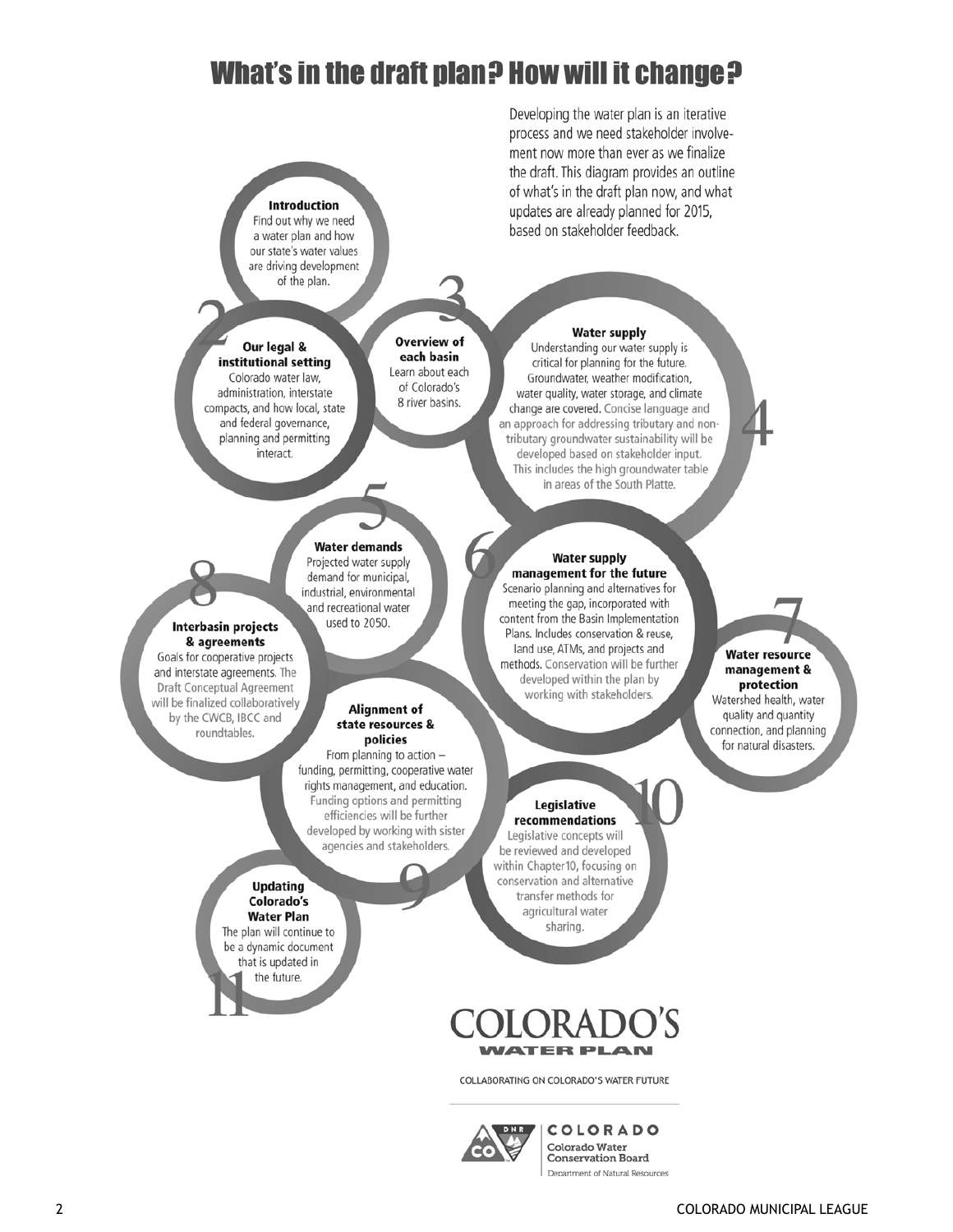# What's in the draft plan? How will it change?

Developing the water plan is an iterative process and we need stakeholder involvement now more than ever as we finalize the draft. This diagram provides an outline of what's in the draft plan now, and what updates are already planned for 2015, based on stakeholder feedback.

**1. Introduction**
Find out why we need a water plan and how our state's water values are driving development of the plan.

**2. Our legal & institutional setting**
Colorado water law, administration, interstate compacts, and how local, state and federal governance, planning and permitting interact.

**3. Overview of each basin**
Learn about each of Colorado's 8 river basins.

**4. Water supply**
Understanding our water supply is critical for planning for the future. Groundwater, weather modification, water quality, water storage, and climate change are covered. Concise language and an approach for addressing tributary and non-tributary groundwater sustainability will be developed based on stakeholder input. This includes the high groundwater table in areas of the South Platte.

**5. Water demands**
Projected water supply demand for municipal, industrial, environmental and recreational water used to 2050.

**6. Water supply management for the future**
Scenario planning and alternatives for meeting the gap, incorporated with content from the Basin Implementation Plans. Includes conservation & reuse, land use, ATMs, and projects and methods. Conservation will be further developed within the plan by working with stakeholders.

**7. Water resource management & protection**
Watershed health, water quality and quantity connection, and planning for natural disasters.

**8. Interbasin projects & agreements**
Goals for cooperative projects and interstate agreements. The Draft Conceptual Agreement will be finalized collaboratively by the CWCB, IBCC and roundtables.

**9. Alignment of state resources & policies**
From planning to action – funding, permitting, cooperative water rights management, and education. Funding options and permitting efficiencies will be further developed by working with sister agencies and stakeholders.

**10. Legislative recommendations**
Legislative concepts will be reviewed and developed within Chapter10, focusing on conservation and alternative transfer methods for agricultural water sharing.

**11. Updating Colorado's Water Plan**
The plan will continue to be a dynamic document that is updated in the future.

COLORADO'S WATER PLAN

COLLABORATING ON COLORADO'S WATER FUTURE

COLORADO
Colorado Water Conservation Board
Department of Natural Resources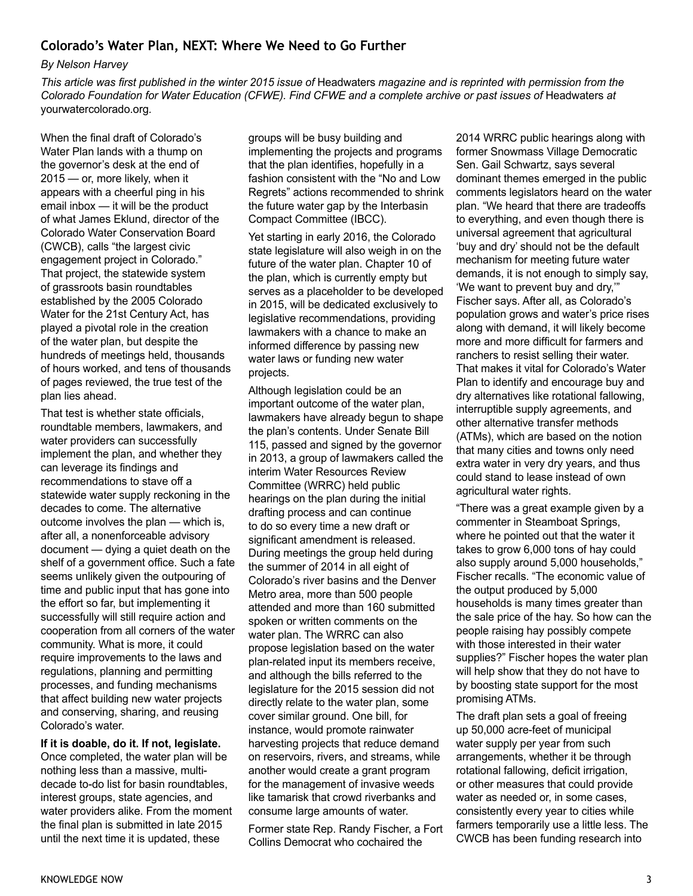## Colorado's Water Plan, NEXT: Where We Need to Go Further

*By Nelson Harvey*

*This article was first published in the winter 2015 issue of* Headwaters *magazine and is reprinted with permission from the Colorado Foundation for Water Education (CFWE). Find CFWE and a complete archive or past issues of* Headwaters *at* yourwatercolorado.org.

When the final draft of Colorado's Water Plan lands with a thump on the governor's desk at the end of 2015 — or, more likely, when it appears with a cheerful ping in his email inbox — it will be the product of what James Eklund, director of the Colorado Water Conservation Board (CWCB), calls "the largest civic engagement project in Colorado." That project, the statewide system of grassroots basin roundtables established by the 2005 Colorado Water for the 21st Century Act, has played a pivotal role in the creation of the water plan, but despite the hundreds of meetings held, thousands of hours worked, and tens of thousands of pages reviewed, the true test of the plan lies ahead.

That test is whether state officials, roundtable members, lawmakers, and water providers can successfully implement the plan, and whether they can leverage its findings and recommendations to stave off a statewide water supply reckoning in the decades to come. The alternative outcome involves the plan — which is, after all, a nonenforceable advisory document — dying a quiet death on the shelf of a government office. Such a fate seems unlikely given the outpouring of time and public input that has gone into the effort so far, but implementing it successfully will still require action and cooperation from all corners of the water community. What is more, it could require improvements to the laws and regulations, planning and permitting processes, and funding mechanisms that affect building new water projects and conserving, sharing, and reusing Colorado's water.

**If it is doable, do it. If not, legislate.** Once completed, the water plan will be nothing less than a massive, multi-decade to-do list for basin roundtables, interest groups, state agencies, and water providers alike. From the moment the final plan is submitted in late 2015 until the next time it is updated, these groups will be busy building and implementing the projects and programs that the plan identifies, hopefully in a fashion consistent with the "No and Low Regrets" actions recommended to shrink the future water gap by the Interbasin Compact Committee (IBCC).

Yet starting in early 2016, the Colorado state legislature will also weigh in on the future of the water plan. Chapter 10 of the plan, which is currently empty but serves as a placeholder to be developed in 2015, will be dedicated exclusively to legislative recommendations, providing lawmakers with a chance to make an informed difference by passing new water laws or funding new water projects.

Although legislation could be an important outcome of the water plan, lawmakers have already begun to shape the plan's contents. Under Senate Bill 115, passed and signed by the governor in 2013, a group of lawmakers called the interim Water Resources Review Committee (WRRC) held public hearings on the plan during the initial drafting process and can continue to do so every time a new draft or significant amendment is released. During meetings the group held during the summer of 2014 in all eight of Colorado's river basins and the Denver Metro area, more than 500 people attended and more than 160 submitted spoken or written comments on the water plan. The WRRC can also propose legislation based on the water plan-related input its members receive, and although the bills referred to the legislature for the 2015 session did not directly relate to the water plan, some cover similar ground. One bill, for instance, would promote rainwater harvesting projects that reduce demand on reservoirs, rivers, and streams, while another would create a grant program for the management of invasive weeds like tamarisk that crowd riverbanks and consume large amounts of water.

Former state Rep. Randy Fischer, a Fort Collins Democrat who cochaired the 2014 WRRC public hearings along with former Snowmass Village Democratic Sen. Gail Schwartz, says several dominant themes emerged in the public comments legislators heard on the water plan. "We heard that there are tradeoffs to everything, and even though there is universal agreement that agricultural 'buy and dry' should not be the default mechanism for meeting future water demands, it is not enough to simply say, 'We want to prevent buy and dry,'" Fischer says. After all, as Colorado's population grows and water's price rises along with demand, it will likely become more and more difficult for farmers and ranchers to resist selling their water. That makes it vital for Colorado's Water Plan to identify and encourage buy and dry alternatives like rotational fallowing, interruptible supply agreements, and other alternative transfer methods (ATMs), which are based on the notion that many cities and towns only need extra water in very dry years, and thus could stand to lease instead of own agricultural water rights.

"There was a great example given by a commenter in Steamboat Springs, where he pointed out that the water it takes to grow 6,000 tons of hay could also supply around 5,000 households," Fischer recalls. "The economic value of the output produced by 5,000 households is many times greater than the sale price of the hay. So how can the people raising hay possibly compete with those interested in their water supplies?" Fischer hopes the water plan will help show that they do not have to by boosting state support for the most promising ATMs.

The draft plan sets a goal of freeing up 50,000 acre-feet of municipal water supply per year from such arrangements, whether it be through rotational fallowing, deficit irrigation, or other measures that could provide water as needed or, in some cases, consistently every year to cities while farmers temporarily use a little less. The CWCB has been funding research into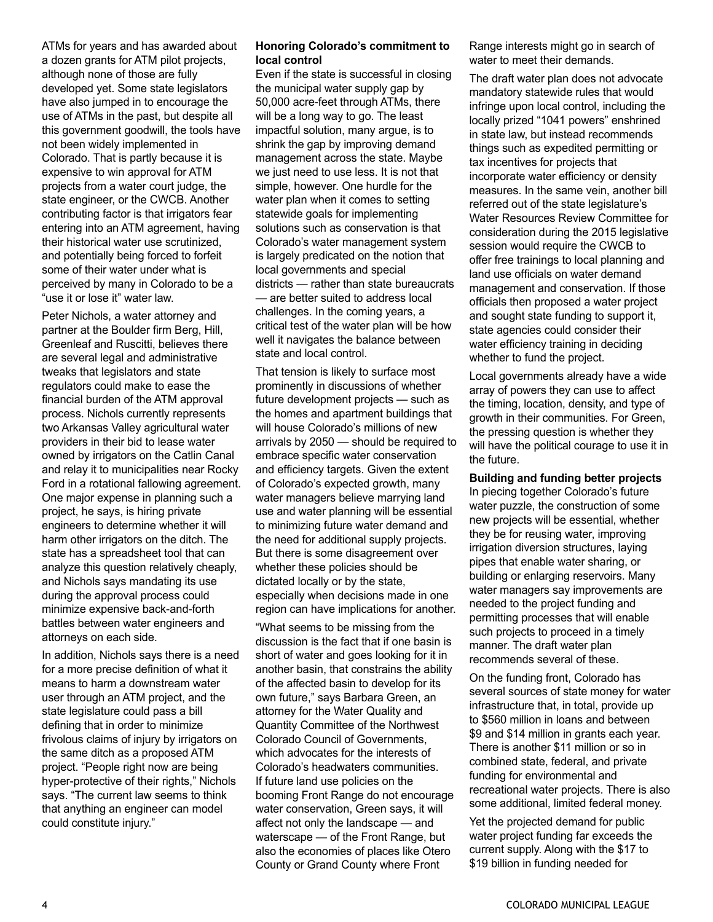ATMs for years and has awarded about a dozen grants for ATM pilot projects, although none of those are fully developed yet. Some state legislators have also jumped in to encourage the use of ATMs in the past, but despite all this government goodwill, the tools have not been widely implemented in Colorado. That is partly because it is expensive to win approval for ATM projects from a water court judge, the state engineer, or the CWCB. Another contributing factor is that irrigators fear entering into an ATM agreement, having their historical water use scrutinized, and potentially being forced to forfeit some of their water under what is perceived by many in Colorado to be a "use it or lose it" water law.

Peter Nichols, a water attorney and partner at the Boulder firm Berg, Hill, Greenleaf and Ruscitti, believes there are several legal and administrative tweaks that legislators and state regulators could make to ease the financial burden of the ATM approval process. Nichols currently represents two Arkansas Valley agricultural water providers in their bid to lease water owned by irrigators on the Catlin Canal and relay it to municipalities near Rocky Ford in a rotational fallowing agreement. One major expense in planning such a project, he says, is hiring private engineers to determine whether it will harm other irrigators on the ditch. The state has a spreadsheet tool that can analyze this question relatively cheaply, and Nichols says mandating its use during the approval process could minimize expensive back-and-forth battles between water engineers and attorneys on each side.

In addition, Nichols says there is a need for a more precise definition of what it means to harm a downstream water user through an ATM project, and the state legislature could pass a bill defining that in order to minimize frivolous claims of injury by irrigators on the same ditch as a proposed ATM project. "People right now are being hyper-protective of their rights," Nichols says. "The current law seems to think that anything an engineer can model could constitute injury."

**Honoring Colorado's commitment to local control**

Even if the state is successful in closing the municipal water supply gap by 50,000 acre-feet through ATMs, there will be a long way to go. The least impactful solution, many argue, is to shrink the gap by improving demand management across the state. Maybe we just need to use less. It is not that simple, however. One hurdle for the water plan when it comes to setting statewide goals for implementing solutions such as conservation is that Colorado's water management system is largely predicated on the notion that local governments and special districts — rather than state bureaucrats — are better suited to address local challenges. In the coming years, a critical test of the water plan will be how well it navigates the balance between state and local control.

That tension is likely to surface most prominently in discussions of whether future development projects — such as the homes and apartment buildings that will house Colorado's millions of new arrivals by 2050 — should be required to embrace specific water conservation and efficiency targets. Given the extent of Colorado's expected growth, many water managers believe marrying land use and water planning will be essential to minimizing future water demand and the need for additional supply projects. But there is some disagreement over whether these policies should be dictated locally or by the state, especially when decisions made in one region can have implications for another.

"What seems to be missing from the discussion is the fact that if one basin is short of water and goes looking for it in another basin, that constrains the ability of the affected basin to develop for its own future," says Barbara Green, an attorney for the Water Quality and Quantity Committee of the Northwest Colorado Council of Governments, which advocates for the interests of Colorado's headwaters communities. If future land use policies on the booming Front Range do not encourage water conservation, Green says, it will affect not only the landscape — and waterscape — of the Front Range, but also the economies of places like Otero County or Grand County where Front Range interests might go in search of water to meet their demands.

The draft water plan does not advocate mandatory statewide rules that would infringe upon local control, including the locally prized "1041 powers" enshrined in state law, but instead recommends things such as expedited permitting or tax incentives for projects that incorporate water efficiency or density measures. In the same vein, another bill referred out of the state legislature's Water Resources Review Committee for consideration during the 2015 legislative session would require the CWCB to offer free trainings to local planning and land use officials on water demand management and conservation. If those officials then proposed a water project and sought state funding to support it, state agencies could consider their water efficiency training in deciding whether to fund the project.

Local governments already have a wide array of powers they can use to affect the timing, location, density, and type of growth in their communities. For Green, the pressing question is whether they will have the political courage to use it in the future.

**Building and funding better projects**

In piecing together Colorado's future water puzzle, the construction of some new projects will be essential, whether they be for reusing water, improving irrigation diversion structures, laying pipes that enable water sharing, or building or enlarging reservoirs. Many water managers say improvements are needed to the project funding and permitting processes that will enable such projects to proceed in a timely manner. The draft water plan recommends several of these.

On the funding front, Colorado has several sources of state money for water infrastructure that, in total, provide up to $560 million in loans and between $9 and $14 million in grants each year. There is another $11 million or so in combined state, federal, and private funding for environmental and recreational water projects. There is also some additional, limited federal money.

Yet the projected demand for public water project funding far exceeds the current supply. Along with the $17 to $19 billion in funding needed for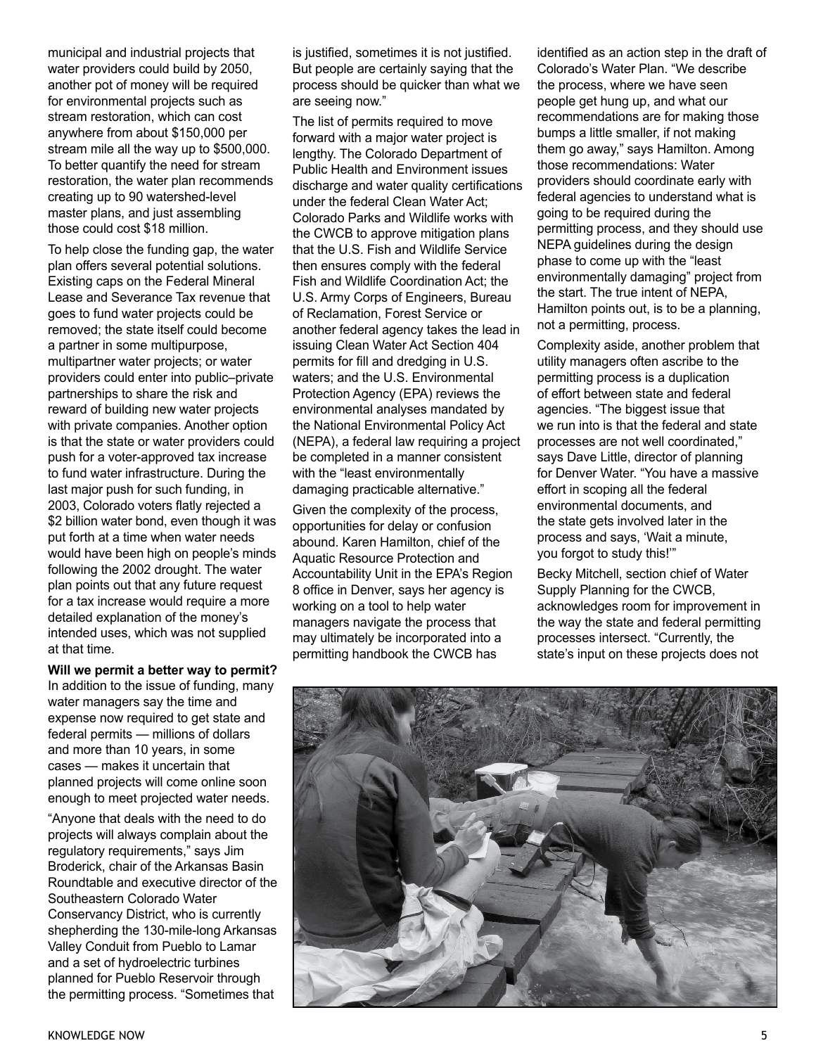municipal and industrial projects that water providers could build by 2050, another pot of money will be required for environmental projects such as stream restoration, which can cost anywhere from about $150,000 per stream mile all the way up to $500,000. To better quantify the need for stream restoration, the water plan recommends creating up to 90 watershed-level master plans, and just assembling those could cost $18 million.

To help close the funding gap, the water plan offers several potential solutions. Existing caps on the Federal Mineral Lease and Severance Tax revenue that goes to fund water projects could be removed; the state itself could become a partner in some multipurpose, multipartner water projects; or water providers could enter into public–private partnerships to share the risk and reward of building new water projects with private companies. Another option is that the state or water providers could push for a voter-approved tax increase to fund water infrastructure. During the last major push for such funding, in 2003, Colorado voters flatly rejected a $2 billion water bond, even though it was put forth at a time when water needs would have been high on people's minds following the 2002 drought. The water plan points out that any future request for a tax increase would require a more detailed explanation of the money's intended uses, which was not supplied at that time.

**Will we permit a better way to permit?**

In addition to the issue of funding, many water managers say the time and expense now required to get state and federal permits — millions of dollars and more than 10 years, in some cases — makes it uncertain that planned projects will come online soon enough to meet projected water needs.

"Anyone that deals with the need to do projects will always complain about the regulatory requirements," says Jim Broderick, chair of the Arkansas Basin Roundtable and executive director of the Southeastern Colorado Water Conservancy District, who is currently shepherding the 130-mile-long Arkansas Valley Conduit from Pueblo to Lamar and a set of hydroelectric turbines planned for Pueblo Reservoir through the permitting process. "Sometimes that is justified, sometimes it is not justified. But people are certainly saying that the process should be quicker than what we are seeing now."

The list of permits required to move forward with a major water project is lengthy. The Colorado Department of Public Health and Environment issues discharge and water quality certifications under the federal Clean Water Act; Colorado Parks and Wildlife works with the CWCB to approve mitigation plans that the U.S. Fish and Wildlife Service then ensures comply with the federal Fish and Wildlife Coordination Act; the U.S. Army Corps of Engineers, Bureau of Reclamation, Forest Service or another federal agency takes the lead in issuing Clean Water Act Section 404 permits for fill and dredging in U.S. waters; and the U.S. Environmental Protection Agency (EPA) reviews the environmental analyses mandated by the National Environmental Policy Act (NEPA), a federal law requiring a project be completed in a manner consistent with the "least environmentally damaging practicable alternative."

Given the complexity of the process, opportunities for delay or confusion abound. Karen Hamilton, chief of the Aquatic Resource Protection and Accountability Unit in the EPA's Region 8 office in Denver, says her agency is working on a tool to help water managers navigate the process that may ultimately be incorporated into a permitting handbook the CWCB has identified as an action step in the draft of Colorado's Water Plan. "We describe the process, where we have seen people get hung up, and what our recommendations are for making those bumps a little smaller, if not making them go away," says Hamilton. Among those recommendations: Water providers should coordinate early with federal agencies to understand what is going to be required during the permitting process, and they should use NEPA guidelines during the design phase to come up with the "least environmentally damaging" project from the start. The true intent of NEPA, Hamilton points out, is to be a planning, not a permitting, process.

Complexity aside, another problem that utility managers often ascribe to the permitting process is a duplication of effort between state and federal agencies. "The biggest issue that we run into is that the federal and state processes are not well coordinated," says Dave Little, director of planning for Denver Water. "You have a massive effort in scoping all the federal environmental documents, and the state gets involved later in the process and says, 'Wait a minute, you forgot to study this!'"

Becky Mitchell, section chief of Water Supply Planning for the CWCB, acknowledges room for improvement in the way the state and federal permitting processes intersect. "Currently, the state's input on these projects does not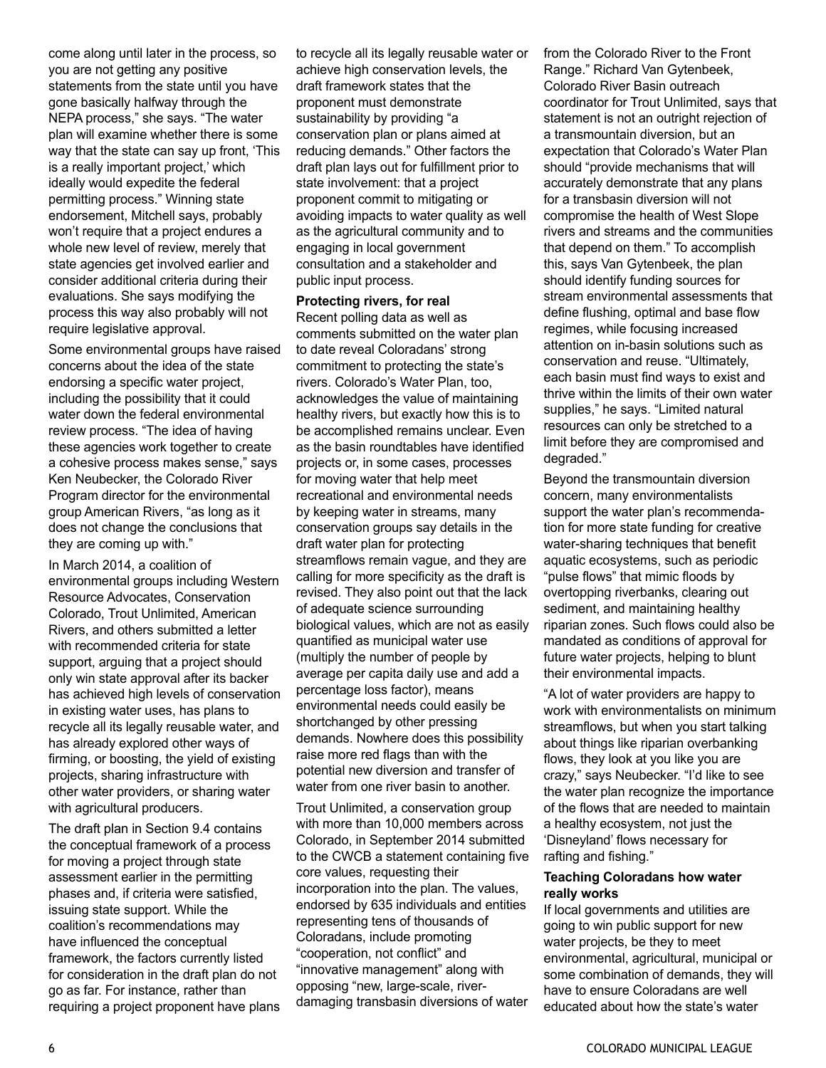come along until later in the process, so you are not getting any positive statements from the state until you have gone basically halfway through the NEPA process," she says. "The water plan will examine whether there is some way that the state can say up front, 'This is a really important project,' which ideally would expedite the federal permitting process." Winning state endorsement, Mitchell says, probably won't require that a project endures a whole new level of review, merely that state agencies get involved earlier and consider additional criteria during their evaluations. She says modifying the process this way also probably will not require legislative approval.

Some environmental groups have raised concerns about the idea of the state endorsing a specific water project, including the possibility that it could water down the federal environmental review process. "The idea of having these agencies work together to create a cohesive process makes sense," says Ken Neubecker, the Colorado River Program director for the environmental group American Rivers, "as long as it does not change the conclusions that they are coming up with."

In March 2014, a coalition of environmental groups including Western Resource Advocates, Conservation Colorado, Trout Unlimited, American Rivers, and others submitted a letter with recommended criteria for state support, arguing that a project should only win state approval after its backer has achieved high levels of conservation in existing water uses, has plans to recycle all its legally reusable water, and has already explored other ways of firming, or boosting, the yield of existing projects, sharing infrastructure with other water providers, or sharing water with agricultural producers.

The draft plan in Section 9.4 contains the conceptual framework of a process for moving a project through state assessment earlier in the permitting phases and, if criteria were satisfied, issuing state support. While the coalition's recommendations may have influenced the conceptual framework, the factors currently listed for consideration in the draft plan do not go as far. For instance, rather than requiring a project proponent have plans to recycle all its legally reusable water or achieve high conservation levels, the draft framework states that the proponent must demonstrate sustainability by providing "a conservation plan or plans aimed at reducing demands." Other factors the draft plan lays out for fulfillment prior to state involvement: that a project proponent commit to mitigating or avoiding impacts to water quality as well as the agricultural community and to engaging in local government consultation and a stakeholder and public input process.

**Protecting rivers, for real**

Recent polling data as well as comments submitted on the water plan to date reveal Coloradans' strong commitment to protecting the state's rivers. Colorado's Water Plan, too, acknowledges the value of maintaining healthy rivers, but exactly how this is to be accomplished remains unclear. Even as the basin roundtables have identified projects or, in some cases, processes for moving water that help meet recreational and environmental needs by keeping water in streams, many conservation groups say details in the draft water plan for protecting streamflows remain vague, and they are calling for more specificity as the draft is revised. They also point out that the lack of adequate science surrounding biological values, which are not as easily quantified as municipal water use (multiply the number of people by average per capita daily use and add a percentage loss factor), means environmental needs could easily be shortchanged by other pressing demands. Nowhere does this possibility raise more red flags than with the potential new diversion and transfer of water from one river basin to another.

Trout Unlimited, a conservation group with more than 10,000 members across Colorado, in September 2014 submitted to the CWCB a statement containing five core values, requesting their incorporation into the plan. The values, endorsed by 635 individuals and entities representing tens of thousands of Coloradans, include promoting "cooperation, not conflict" and "innovative management" along with opposing "new, large-scale, river-damaging transbasin diversions of water from the Colorado River to the Front Range." Richard Van Gytenbeek, Colorado River Basin outreach coordinator for Trout Unlimited, says that statement is not an outright rejection of a transmountain diversion, but an expectation that Colorado's Water Plan should "provide mechanisms that will accurately demonstrate that any plans for a transbasin diversion will not compromise the health of West Slope rivers and streams and the communities that depend on them." To accomplish this, says Van Gytenbeek, the plan should identify funding sources for stream environmental assessments that define flushing, optimal and base flow regimes, while focusing increased attention on in-basin solutions such as conservation and reuse. "Ultimately, each basin must find ways to exist and thrive within the limits of their own water supplies," he says. "Limited natural resources can only be stretched to a limit before they are compromised and degraded."

Beyond the transmountain diversion concern, many environmentalists support the water plan's recommendation for more state funding for creative water-sharing techniques that benefit aquatic ecosystems, such as periodic "pulse flows" that mimic floods by overtopping riverbanks, clearing out sediment, and maintaining healthy riparian zones. Such flows could also be mandated as conditions of approval for future water projects, helping to blunt their environmental impacts.

"A lot of water providers are happy to work with environmentalists on minimum streamflows, but when you start talking about things like riparian overbanking flows, they look at you like you are crazy," says Neubecker. "I'd like to see the water plan recognize the importance of the flows that are needed to maintain a healthy ecosystem, not just the 'Disneyland' flows necessary for rafting and fishing."

**Teaching Coloradans how water really works**

If local governments and utilities are going to win public support for new water projects, be they to meet environmental, agricultural, municipal or some combination of demands, they will have to ensure Coloradans are well educated about how the state's water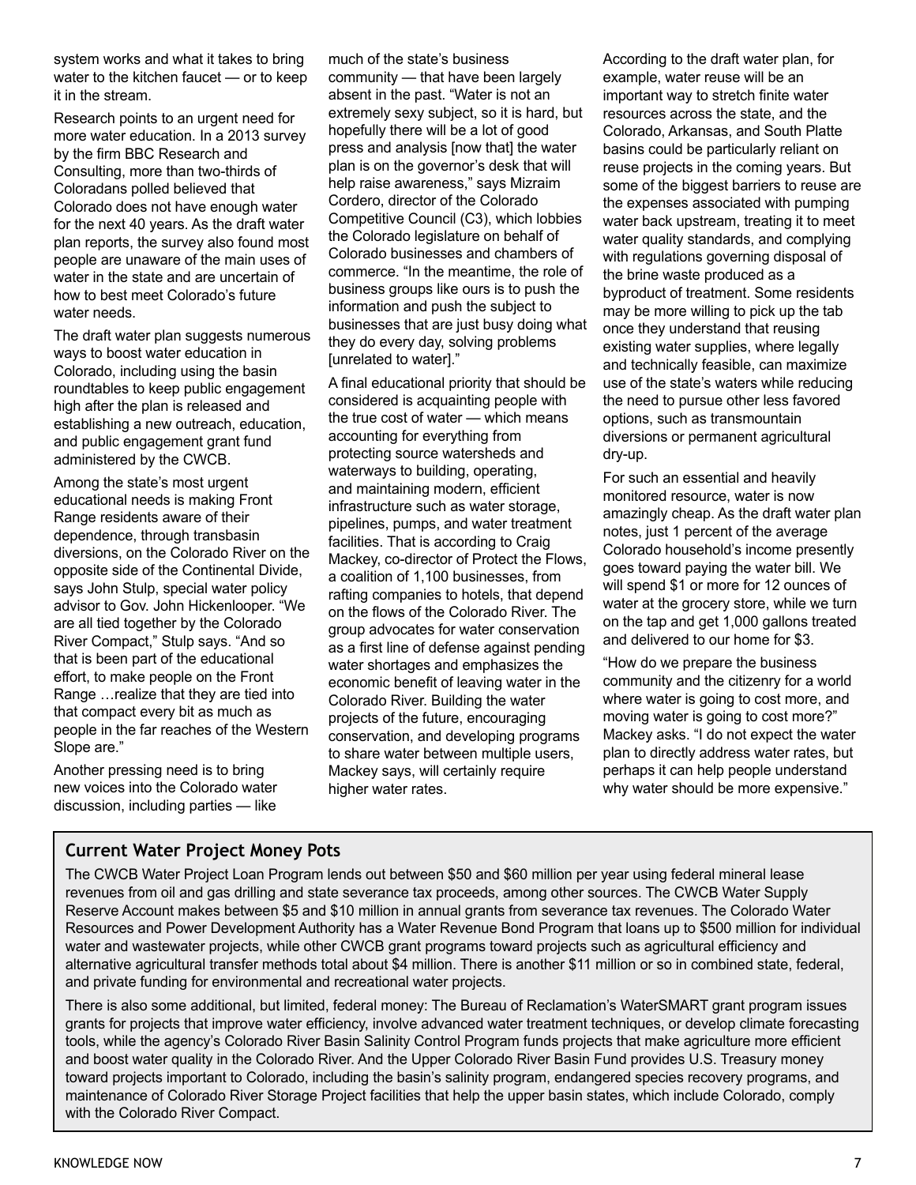system works and what it takes to bring water to the kitchen faucet — or to keep it in the stream.

Research points to an urgent need for more water education. In a 2013 survey by the firm BBC Research and Consulting, more than two-thirds of Coloradans polled believed that Colorado does not have enough water for the next 40 years. As the draft water plan reports, the survey also found most people are unaware of the main uses of water in the state and are uncertain of how to best meet Colorado's future water needs.

The draft water plan suggests numerous ways to boost water education in Colorado, including using the basin roundtables to keep public engagement high after the plan is released and establishing a new outreach, education, and public engagement grant fund administered by the CWCB.

Among the state's most urgent educational needs is making Front Range residents aware of their dependence, through transbasin diversions, on the Colorado River on the opposite side of the Continental Divide, says John Stulp, special water policy advisor to Gov. John Hickenlooper. "We are all tied together by the Colorado River Compact," Stulp says. "And so that is been part of the educational effort, to make people on the Front Range …realize that they are tied into that compact every bit as much as people in the far reaches of the Western Slope are."

Another pressing need is to bring new voices into the Colorado water discussion, including parties — like much of the state's business community — that have been largely absent in the past. "Water is not an extremely sexy subject, so it is hard, but hopefully there will be a lot of good press and analysis [now that] the water plan is on the governor's desk that will help raise awareness," says Mizraim Cordero, director of the Colorado Competitive Council (C3), which lobbies the Colorado legislature on behalf of Colorado businesses and chambers of commerce. "In the meantime, the role of business groups like ours is to push the information and push the subject to businesses that are just busy doing what they do every day, solving problems [unrelated to water]."

A final educational priority that should be considered is acquainting people with the true cost of water — which means accounting for everything from protecting source watersheds and waterways to building, operating, and maintaining modern, efficient infrastructure such as water storage, pipelines, pumps, and water treatment facilities. That is according to Craig Mackey, co-director of Protect the Flows, a coalition of 1,100 businesses, from rafting companies to hotels, that depend on the flows of the Colorado River. The group advocates for water conservation as a first line of defense against pending water shortages and emphasizes the economic benefit of leaving water in the Colorado River. Building the water projects of the future, encouraging conservation, and developing programs to share water between multiple users, Mackey says, will certainly require higher water rates.

According to the draft water plan, for example, water reuse will be an important way to stretch finite water resources across the state, and the Colorado, Arkansas, and South Platte basins could be particularly reliant on reuse projects in the coming years. But some of the biggest barriers to reuse are the expenses associated with pumping water back upstream, treating it to meet water quality standards, and complying with regulations governing disposal of the brine waste produced as a byproduct of treatment. Some residents may be more willing to pick up the tab once they understand that reusing existing water supplies, where legally and technically feasible, can maximize use of the state's waters while reducing the need to pursue other less favored options, such as transmountain diversions or permanent agricultural dry-up.

For such an essential and heavily monitored resource, water is now amazingly cheap. As the draft water plan notes, just 1 percent of the average Colorado household's income presently goes toward paying the water bill. We will spend $1 or more for 12 ounces of water at the grocery store, while we turn on the tap and get 1,000 gallons treated and delivered to our home for $3.

"How do we prepare the business community and the citizenry for a world where water is going to cost more, and moving water is going to cost more?" Mackey asks. "I do not expect the water plan to directly address water rates, but perhaps it can help people understand why water should be more expensive."

## Current Water Project Money Pots

The CWCB Water Project Loan Program lends out between $50 and $60 million per year using federal mineral lease revenues from oil and gas drilling and state severance tax proceeds, among other sources. The CWCB Water Supply Reserve Account makes between $5 and $10 million in annual grants from severance tax revenues. The Colorado Water Resources and Power Development Authority has a Water Revenue Bond Program that loans up to $500 million for individual water and wastewater projects, while other CWCB grant programs toward projects such as agricultural efficiency and alternative agricultural transfer methods total about $4 million. There is another $11 million or so in combined state, federal, and private funding for environmental and recreational water projects.

There is also some additional, but limited, federal money: The Bureau of Reclamation's WaterSMART grant program issues grants for projects that improve water efficiency, involve advanced water treatment techniques, or develop climate forecasting tools, while the agency's Colorado River Basin Salinity Control Program funds projects that make agriculture more efficient and boost water quality in the Colorado River. And the Upper Colorado River Basin Fund provides U.S. Treasury money toward projects important to Colorado, including the basin's salinity program, endangered species recovery programs, and maintenance of Colorado River Storage Project facilities that help the upper basin states, which include Colorado, comply with the Colorado River Compact.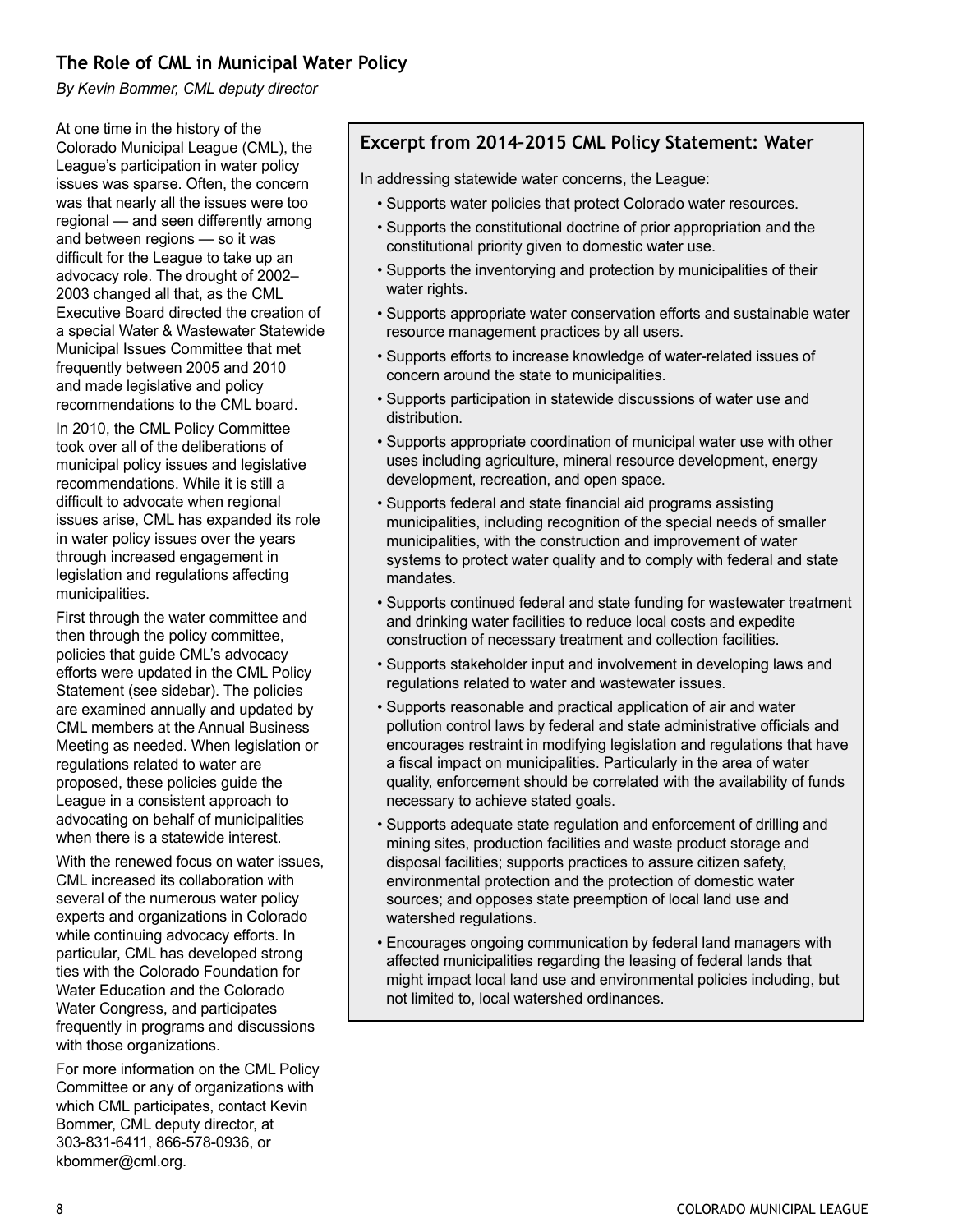## The Role of CML in Municipal Water Policy

*By Kevin Bommer, CML deputy director*

At one time in the history of the Colorado Municipal League (CML), the League's participation in water policy issues was sparse. Often, the concern was that nearly all the issues were too regional — and seen differently among and between regions — so it was difficult for the League to take up an advocacy role. The drought of 2002–2003 changed all that, as the CML Executive Board directed the creation of a special Water & Wastewater Statewide Municipal Issues Committee that met frequently between 2005 and 2010 and made legislative and policy recommendations to the CML board.

In 2010, the CML Policy Committee took over all of the deliberations of municipal policy issues and legislative recommendations. While it is still a difficult to advocate when regional issues arise, CML has expanded its role in water policy issues over the years through increased engagement in legislation and regulations affecting municipalities.

First through the water committee and then through the policy committee, policies that guide CML's advocacy efforts were updated in the CML Policy Statement (see sidebar). The policies are examined annually and updated by CML members at the Annual Business Meeting as needed. When legislation or regulations related to water are proposed, these policies guide the League in a consistent approach to advocating on behalf of municipalities when there is a statewide interest.

With the renewed focus on water issues, CML increased its collaboration with several of the numerous water policy experts and organizations in Colorado while continuing advocacy efforts. In particular, CML has developed strong ties with the Colorado Foundation for Water Education and the Colorado Water Congress, and participates frequently in programs and discussions with those organizations.

For more information on the CML Policy Committee or any of organizations with which CML participates, contact Kevin Bommer, CML deputy director, at 303-831-6411, 866-578-0936, or kbommer@cml.org.

### Excerpt from 2014–2015 CML Policy Statement: Water

In addressing statewide water concerns, the League:

- Supports water policies that protect Colorado water resources.
- Supports the constitutional doctrine of prior appropriation and the constitutional priority given to domestic water use.
- Supports the inventorying and protection by municipalities of their water rights.
- Supports appropriate water conservation efforts and sustainable water resource management practices by all users.
- Supports efforts to increase knowledge of water-related issues of concern around the state to municipalities.
- Supports participation in statewide discussions of water use and distribution.
- Supports appropriate coordination of municipal water use with other uses including agriculture, mineral resource development, energy development, recreation, and open space.
- Supports federal and state financial aid programs assisting municipalities, including recognition of the special needs of smaller municipalities, with the construction and improvement of water systems to protect water quality and to comply with federal and state mandates.
- Supports continued federal and state funding for wastewater treatment and drinking water facilities to reduce local costs and expedite construction of necessary treatment and collection facilities.
- Supports stakeholder input and involvement in developing laws and regulations related to water and wastewater issues.
- Supports reasonable and practical application of air and water pollution control laws by federal and state administrative officials and encourages restraint in modifying legislation and regulations that have a fiscal impact on municipalities. Particularly in the area of water quality, enforcement should be correlated with the availability of funds necessary to achieve stated goals.
- Supports adequate state regulation and enforcement of drilling and mining sites, production facilities and waste product storage and disposal facilities; supports practices to assure citizen safety, environmental protection and the protection of domestic water sources; and opposes state preemption of local land use and watershed regulations.
- Encourages ongoing communication by federal land managers with affected municipalities regarding the leasing of federal lands that might impact local land use and environmental policies including, but not limited to, local watershed ordinances.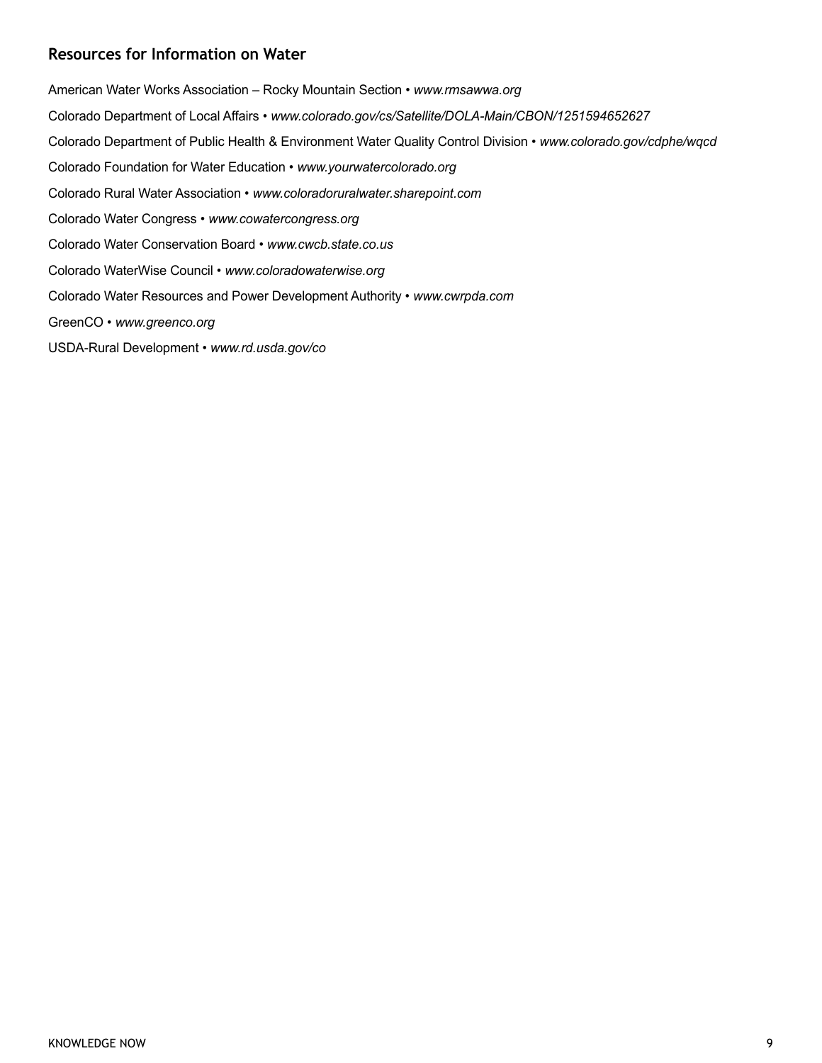## Resources for Information on Water

American Water Works Association – Rocky Mountain Section • *www.rmsawwa.org*

Colorado Department of Local Affairs • *www.colorado.gov/cs/Satellite/DOLA-Main/CBON/1251594652627*

Colorado Department of Public Health & Environment Water Quality Control Division • *www.colorado.gov/cdphe/wqcd*

Colorado Foundation for Water Education • *www.yourwatercolorado.org*

Colorado Rural Water Association • *www.coloradoruralwater.sharepoint.com*

Colorado Water Congress • *www.cowatercongress.org*

Colorado Water Conservation Board • *www.cwcb.state.co.us*

Colorado WaterWise Council • *www.coloradowaterwise.org*

Colorado Water Resources and Power Development Authority • *www.cwrpda.com*

GreenCO • *www.greenco.org*

USDA-Rural Development • *www.rd.usda.gov/co*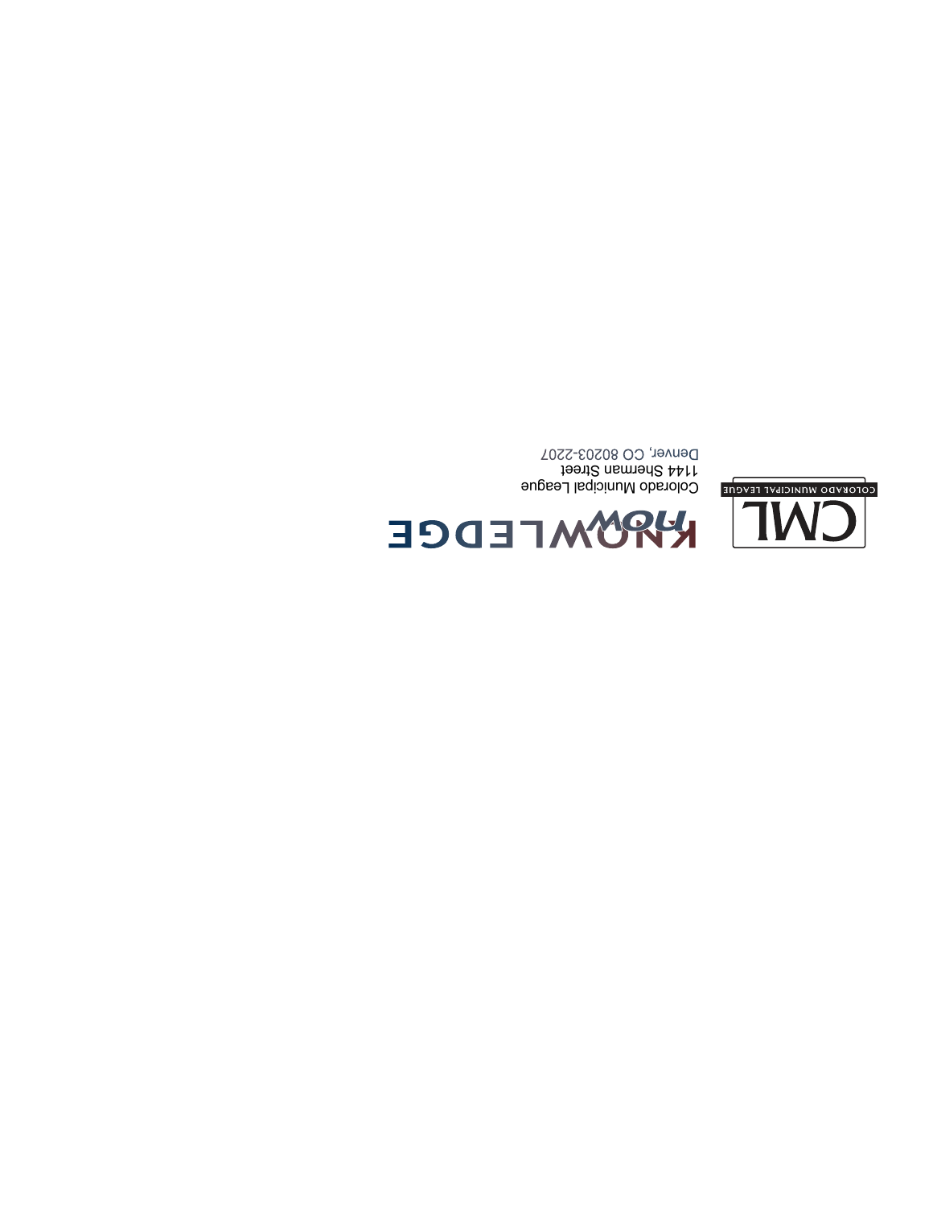CML

COLORADO MUNICIPAL LEAGUE

KNOWLEDGE now

Colorado Municipal League
1144 Sherman Street
Denver, CO 80203-2207